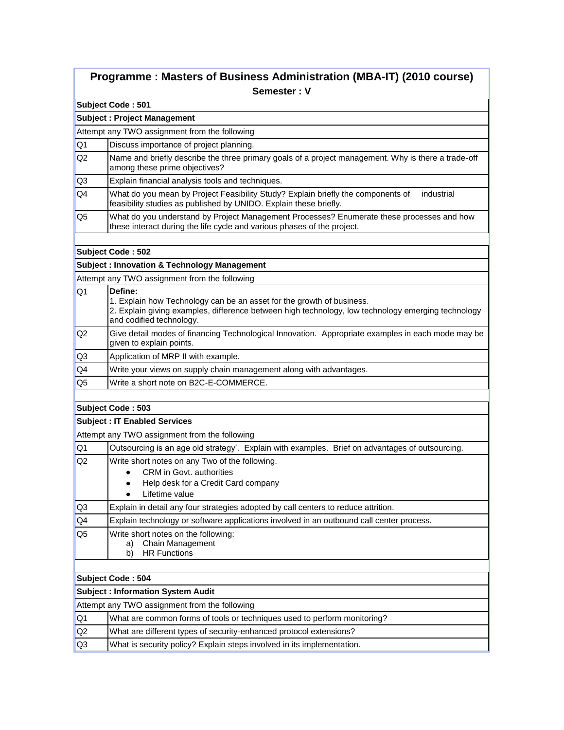# Programme : Masters of Business Administration (MBA-IT) (2010 course)

## Semester : V

**Subject Code : 501**

**Subject : Project Management**

Attempt any TWO assignment from the following

| | |
|---|---|
| Q1 | Discuss importance of project planning. |
| Q2 | Name and briefly describe the three primary goals of a project management. Why is there a trade-off among these prime objectives? |
| Q3 | Explain financial analysis tools and techniques. |
| Q4 | What do you mean by Project Feasibility Study? Explain briefly the components of industrial feasibility studies as published by UNIDO. Explain these briefly. |
| Q5 | What do you understand by Project Management Processes? Enumerate these processes and how these interact during the life cycle and various phases of the project. |

**Subject Code : 502**

**Subject : Innovation & Technology Management**

Attempt any TWO assignment from the following

| | |
|---|---|
| Q1 | **Define:**<br>1. Explain how Technology can be an asset for the growth of business.<br>2. Explain giving examples, difference between high technology, low technology emerging technology and codified technology. |
| Q2 | Give detail modes of financing Technological Innovation. Appropriate examples in each mode may be given to explain points. |
| Q3 | Application of MRP II with example. |
| Q4 | Write your views on supply chain management along with advantages. |
| Q5 | Write a short note on B2C-E-COMMERCE. |

**Subject Code : 503**

**Subject : IT Enabled Services**

Attempt any TWO assignment from the following

| | |
|---|---|
| Q1 | Outsourcing is an age old strategy'. Explain with examples. Brief on advantages of outsourcing. |
| Q2 | Write short notes on any Two of the following.<br>• CRM in Govt. authorities<br>• Help desk for a Credit Card company<br>• Lifetime value |
| Q3 | Explain in detail any four strategies adopted by call centers to reduce attrition. |
| Q4 | Explain technology or software applications involved in an outbound call center process. |
| Q5 | Write short notes on the following:<br>a) Chain Management<br>b) HR Functions |

**Subject Code : 504**

**Subject : Information System Audit**

Attempt any TWO assignment from the following

| | |
|---|---|
| Q1 | What are common forms of tools or techniques used to perform monitoring? |
| Q2 | What are different types of security-enhanced protocol extensions? |
| Q3 | What is security policy? Explain steps involved in its implementation. |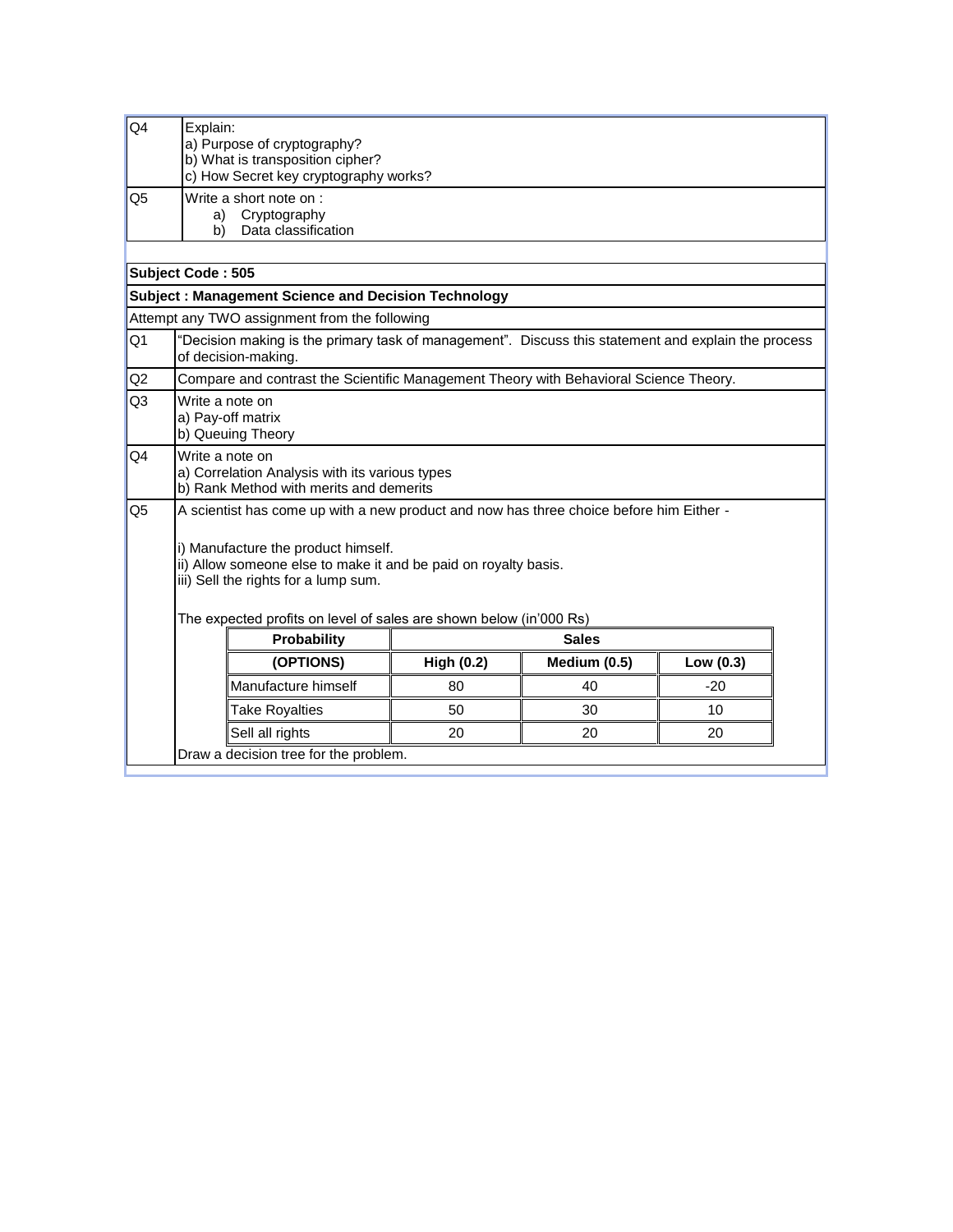| | |
|---|---|
| Q4 | Explain:<br>a) Purpose of cryptography?<br>b) What is transposition cipher?<br>c) How Secret key cryptography works? |
| Q5 | Write a short note on :<br>a) Cryptography<br>b) Data classification |

**Subject Code : 505**

**Subject : Management Science and Decision Technology**

Attempt any TWO assignment from the following

Q1 "Decision making is the primary task of management". Discuss this statement and explain the process of decision-making.

Q2 Compare and contrast the Scientific Management Theory with Behavioral Science Theory.

Q3 Write a note on
a) Pay-off matrix
b) Queuing Theory

Q4 Write a note on
a) Correlation Analysis with its various types
b) Rank Method with merits and demerits

Q5 A scientist has come up with a new product and now has three choice before him Either -

i) Manufacture the product himself.
ii) Allow someone else to make it and be paid on royalty basis.
iii) Sell the rights for a lump sum.

The expected profits on level of sales are shown below (in'000 Rs)

| **Probability** | **Sales** | | |
|---|---|---|---|
| **(OPTIONS)** | **High (0.2)** | **Medium (0.5)** | **Low (0.3)** |
| Manufacture himself | 80 | 40 | -20 |
| Take Royalties | 50 | 30 | 10 |
| Sell all rights | 20 | 20 | 20 |

Draw a decision tree for the problem.